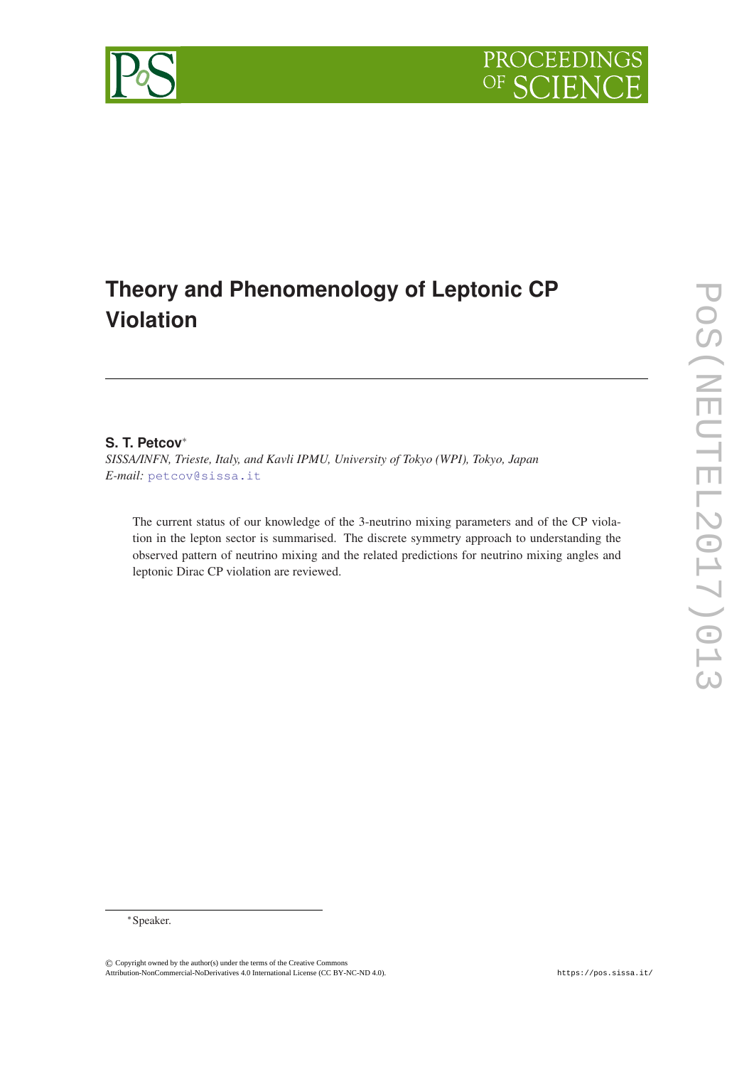# Theory and Phenomenology of Leptonic CP Violation

**S. T. Petcov***

*SISSA/INFN, Trieste, Italy, and Kavli IPMU, University of Tokyo (WPI), Tokyo, Japan*

*E-mail:* petcov@sissa.it

The current status of our knowledge of the 3-neutrino mixing parameters and of the CP violation in the lepton sector is summarised. The discrete symmetry approach to understanding the observed pattern of neutrino mixing and the related predictions for neutrino mixing angles and leptonic Dirac CP violation are reviewed.

*Speaker.

© Copyright owned by the author(s) under the terms of the Creative Commons Attribution-NonCommercial-NoDerivatives 4.0 International License (CC BY-NC-ND 4.0).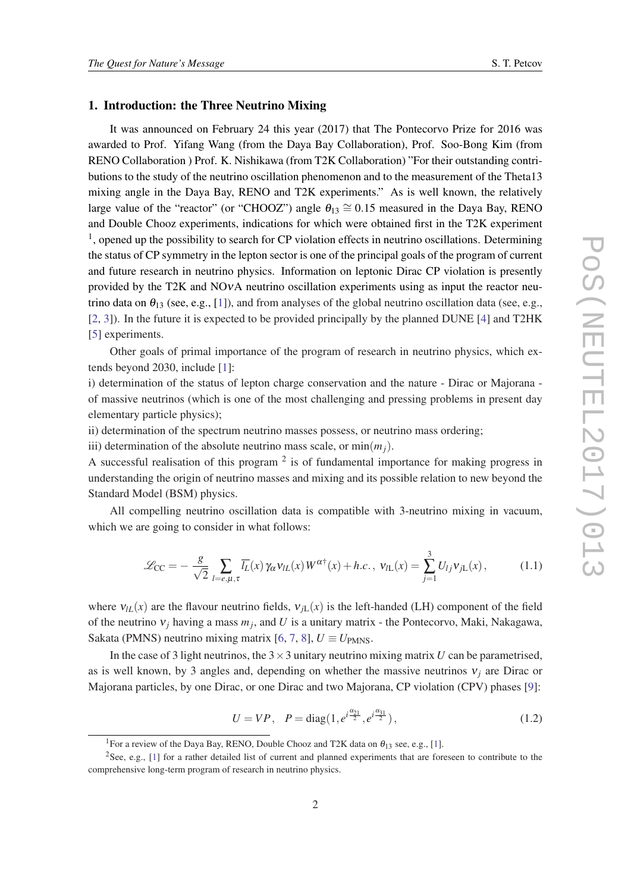## 1. Introduction: the Three Neutrino Mixing

It was announced on February 24 this year (2017) that The Pontecorvo Prize for 2016 was awarded to Prof. Yifang Wang (from the Daya Bay Collaboration), Prof. Soo-Bong Kim (from RENO Collaboration ) Prof. K. Nishikawa (from T2K Collaboration) "For their outstanding contributions to the study of the neutrino oscillation phenomenon and to the measurement of the Theta13 mixing angle in the Daya Bay, RENO and T2K experiments." As is well known, the relatively large value of the "reactor" (or "CHOOZ") angle $\theta_{13} \cong 0.15$ measured in the Daya Bay, RENO and Double Chooz experiments, indications for which were obtained first in the T2K experiment [1], opened up the possibility to search for CP violation effects in neutrino oscillations. Determining the status of CP symmetry in the lepton sector is one of the principal goals of the program of current and future research in neutrino physics. Information on leptonic Dirac CP violation is presently provided by the T2K and NO$\nu$A neutrino oscillation experiments using as input the reactor neutrino data on $\theta_{13}$ (see, e.g., [1]), and from analyses of the global neutrino oscillation data (see, e.g., [2, 3]). In the future it is expected to be provided principally by the planned DUNE [4] and T2HK [5] experiments.

Other goals of primal importance of the program of research in neutrino physics, which extends beyond 2030, include [1]:

i) determination of the status of lepton charge conservation and the nature - Dirac or Majorana - of massive neutrinos (which is one of the most challenging and pressing problems in present day elementary particle physics);

ii) determination of the spectrum neutrino masses possess, or neutrino mass ordering;

iii) determination of the absolute neutrino mass scale, or $\min(m_j)$.

A successful realisation of this program [2] is of fundamental importance for making progress in understanding the origin of neutrino masses and mixing and its possible relation to new beyond the Standard Model (BSM) physics.

All compelling neutrino oscillation data is compatible with 3-neutrino mixing in vacuum, which we are going to consider in what follows:

$$\mathscr{L}_{\rm CC} = -\frac{g}{\sqrt{2}} \sum_{l=e,\mu,\tau} \overline{l_L}(x)\, \gamma_\alpha \nu_{lL}(x)\, W^{\alpha\dagger}(x) + h.c.\,,\; \nu_{l\rm L}(x) = \sum_{j=1}^{3} U_{lj}\, \nu_{j\rm L}(x)\,, \tag{1.1}$$

where $\nu_{lL}(x)$ are the flavour neutrino fields, $\nu_{j\rm L}(x)$ is the left-handed (LH) component of the field of the neutrino $\nu_j$ having a mass $m_j$, and $U$ is a unitary matrix - the Pontecorvo, Maki, Nakagawa, Sakata (PMNS) neutrino mixing matrix [6, 7, 8], $U \equiv U_{\rm PMNS}$.

In the case of 3 light neutrinos, the $3\times3$ unitary neutrino mixing matrix $U$ can be parametrised, as is well known, by 3 angles and, depending on whether the massive neutrinos $\nu_j$ are Dirac or Majorana particles, by one Dirac, or one Dirac and two Majorana, CP violation (CPV) phases [9]:

$$U = VP\,, \quad P = {\rm diag}(1, e^{i\frac{\alpha_{21}}{2}}, e^{i\frac{\alpha_{31}}{2}})\,, \tag{1.2}$$

[1] For a review of the Daya Bay, RENO, Double Chooz and T2K data on $\theta_{13}$ see, e.g., [1].

[2] See, e.g., [1] for a rather detailed list of current and planned experiments that are foreseen to contribute to the comprehensive long-term program of research in neutrino physics.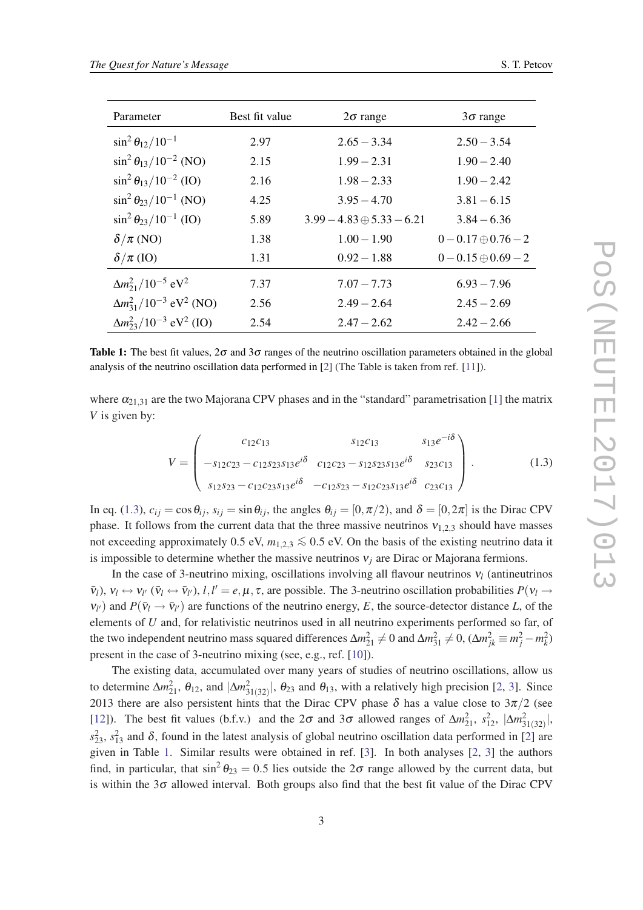| Parameter | Best fit value | $2\sigma$ range | $3\sigma$ range |
|---|---|---|---|
| $\sin^2\theta_{12}/10^{-1}$ | 2.97 | $2.65-3.34$ | $2.50-3.54$ |
| $\sin^2\theta_{13}/10^{-2}$ (NO) | 2.15 | $1.99-2.31$ | $1.90-2.40$ |
| $\sin^2\theta_{13}/10^{-2}$ (IO) | 2.16 | $1.98-2.33$ | $1.90-2.42$ |
| $\sin^2\theta_{23}/10^{-1}$ (NO) | 4.25 | $3.95-4.70$ | $3.81-6.15$ |
| $\sin^2\theta_{23}/10^{-1}$ (IO) | 5.89 | $3.99-4.83\oplus 5.33-6.21$ | $3.84-6.36$ |
| $\delta/\pi$ (NO) | 1.38 | $1.00-1.90$ | $0-0.17\oplus 0.76-2$ |
| $\delta/\pi$ (IO) | 1.31 | $0.92-1.88$ | $0-0.15\oplus 0.69-2$ |
| $\Delta m^2_{21}/10^{-5}$ eV$^2$ | 7.37 | $7.07-7.73$ | $6.93-7.96$ |
| $\Delta m^2_{31}/10^{-3}$ eV$^2$ (NO) | 2.56 | $2.49-2.64$ | $2.45-2.69$ |
| $\Delta m^2_{23}/10^{-3}$ eV$^2$ (IO) | 2.54 | $2.47-2.62$ | $2.42-2.66$ |

**Table 1:** The best fit values, $2\sigma$ and $3\sigma$ ranges of the neutrino oscillation parameters obtained in the global analysis of the neutrino oscillation data performed in [2] (The Table is taken from ref. [11]).

where $\alpha_{21,31}$ are the two Majorana CPV phases and in the "standard" parametrisation [1] the matrix $V$ is given by:

$$V = \begin{pmatrix} c_{12}c_{13} & s_{12}c_{13} & s_{13}e^{-i\delta} \\ -s_{12}c_{23} - c_{12}s_{23}s_{13}e^{i\delta} & c_{12}c_{23} - s_{12}s_{23}s_{13}e^{i\delta} & s_{23}c_{13} \\ s_{12}s_{23} - c_{12}c_{23}s_{13}e^{i\delta} & -c_{12}s_{23} - s_{12}c_{23}s_{13}e^{i\delta} & c_{23}c_{13} \end{pmatrix}. \tag{1.3}$$

In eq. (1.3), $c_{ij} = \cos\theta_{ij}$, $s_{ij} = \sin\theta_{ij}$, the angles $\theta_{ij} = [0, \pi/2)$, and $\delta = [0, 2\pi]$ is the Dirac CPV phase. It follows from the current data that the three massive neutrinos $\nu_{1,2,3}$ should have masses not exceeding approximately 0.5 eV, $m_{1,2,3} \lesssim 0.5$ eV. On the basis of the existing neutrino data it is impossible to determine whether the massive neutrinos $\nu_j$ are Dirac or Majorana fermions.

In the case of 3-neutrino mixing, oscillations involving all flavour neutrinos $\nu_l$ (antineutrinos $\bar{\nu}_l$), $\nu_l \leftrightarrow \nu_{l'}$ ($\bar{\nu}_l \leftrightarrow \bar{\nu}_{l'}$), $l, l' = e, \mu, \tau$, are possible. The 3-neutrino oscillation probabilities $P(\nu_l \to \nu_{l'})$ and $P(\bar{\nu}_l \to \bar{\nu}_{l'})$ are functions of the neutrino energy, $E$, the source-detector distance $L$, of the elements of $U$ and, for relativistic neutrinos used in all neutrino experiments performed so far, of the two independent neutrino mass squared differences $\Delta m^2_{21} \neq 0$ and $\Delta m^2_{31} \neq 0$, ($\Delta m^2_{jk} \equiv m_j^2 - m_k^2$) present in the case of 3-neutrino mixing (see, e.g., ref. [10]).

The existing data, accumulated over many years of studies of neutrino oscillations, allow us to determine $\Delta m^2_{21}$, $\theta_{12}$, and $|\Delta m^2_{31(32)}|$, $\theta_{23}$ and $\theta_{13}$, with a relatively high precision [2, 3]. Since 2013 there are also persistent hints that the Dirac CPV phase $\delta$ has a value close to $3\pi/2$ (see [12]). The best fit values (b.f.v.) and the $2\sigma$ and $3\sigma$ allowed ranges of $\Delta m^2_{21}$, $s^2_{12}$, $|\Delta m^2_{31(32)}|$, $s^2_{23}$, $s^2_{13}$ and $\delta$, found in the latest analysis of global neutrino oscillation data performed in [2] are given in Table 1. Similar results were obtained in ref. [3]. In both analyses [2, 3] the authors find, in particular, that $\sin^2\theta_{23} = 0.5$ lies outside the $2\sigma$ range allowed by the current data, but is within the $3\sigma$ allowed interval. Both groups also find that the best fit value of the Dirac CPV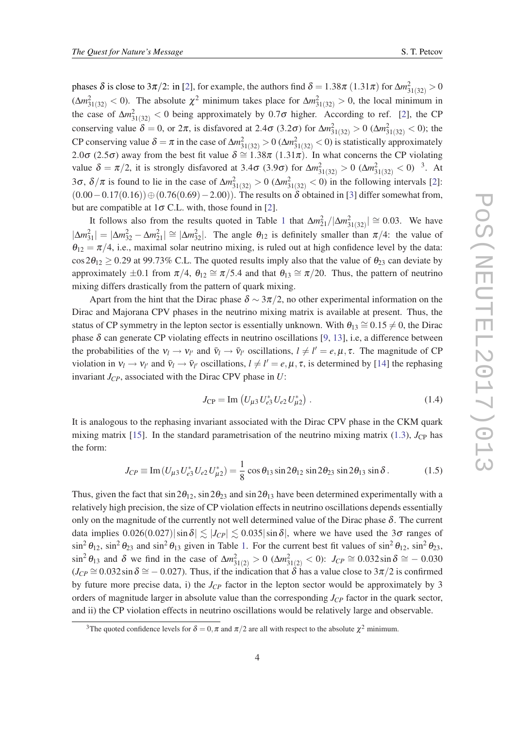phases $\delta$ is close to $3\pi/2$: in [2], for example, the authors find $\delta = 1.38\pi$ $(1.31\pi)$ for $\Delta m^2_{31(32)} > 0$ $(\Delta m^2_{31(32)} < 0)$. The absolute $\chi^2$ minimum takes place for $\Delta m^2_{31(32)} > 0$, the local minimum in the case of $\Delta m^2_{31(32)} < 0$ being approximately by $0.7\sigma$ higher. According to ref. [2], the CP conserving value $\delta = 0$, or $2\pi$, is disfavored at $2.4\sigma$ $(3.2\sigma)$ for $\Delta m^2_{31(32)} > 0$ $(\Delta m^2_{31(32)} < 0)$; the CP conserving value $\delta = \pi$ in the case of $\Delta m^2_{31(32)} > 0$ $(\Delta m^2_{31(32)} < 0)$ is statistically approximately $2.0\sigma$ $(2.5\sigma)$ away from the best fit value $\delta \cong 1.38\pi$ $(1.31\pi)$. In what concerns the CP violating value $\delta = \pi/2$, it is strongly disfavored at $3.4\sigma$ $(3.9\sigma)$ for $\Delta m^2_{31(32)} > 0$ $(\Delta m^2_{31(32)} < 0)$ [3]. At $3\sigma$, $\delta/\pi$ is found to lie in the case of $\Delta m^2_{31(32)} > 0$ $(\Delta m^2_{31(32)} < 0)$ in the following intervals [2]: $(0.00 - 0.17(0.16)) \oplus (0.76(0.69) - 2.00))$. The results on $\delta$ obtained in [3] differ somewhat from, but are compatible at $1\sigma$ C.L. with, those found in [2].

It follows also from the results quoted in Table 1 that $\Delta m^2_{21}/|\Delta m^2_{31(32)}| \cong 0.03$. We have $|\Delta m^2_{31}| = |\Delta m^2_{32} - \Delta m^2_{21}| \cong |\Delta m^2_{32}|$. The angle $\theta_{12}$ is definitely smaller than $\pi/4$: the value of $\theta_{12} = \pi/4$, i.e., maximal solar neutrino mixing, is ruled out at high confidence level by the data: $\cos 2\theta_{12} \geq 0.29$ at 99.73% C.L. The quoted results imply also that the value of $\theta_{23}$ can deviate by approximately $\pm 0.1$ from $\pi/4$, $\theta_{12} \cong \pi/5.4$ and that $\theta_{13} \cong \pi/20$. Thus, the pattern of neutrino mixing differs drastically from the pattern of quark mixing.

Apart from the hint that the Dirac phase $\delta \sim 3\pi/2$, no other experimental information on the Dirac and Majorana CPV phases in the neutrino mixing matrix is available at present. Thus, the status of CP symmetry in the lepton sector is essentially unknown. With $\theta_{13} \cong 0.15 \neq 0$, the Dirac phase $\delta$ can generate CP violating effects in neutrino oscillations [9, 13], i.e, a difference between the probabilities of the $\nu_l \to \nu_{l'}$ and $\bar{\nu}_l \to \bar{\nu}_{l'}$ oscillations, $l \neq l' = e, \mu, \tau$. The magnitude of CP violation in $\nu_l \to \nu_{l'}$ and $\bar{\nu}_l \to \bar{\nu}_{l'}$ oscillations, $l \neq l' = e, \mu, \tau$, is determined by [14] the rephasing invariant $J_{CP}$, associated with the Dirac CPV phase in $U$:

$$J_{\rm CP} = {\rm Im}\left(U_{\mu 3}\, U^*_{e3}\, U_{e2}\, U^*_{\mu 2}\right) . \tag{1.4}$$

It is analogous to the rephasing invariant associated with the Dirac CPV phase in the CKM quark mixing matrix [15]. In the standard parametrisation of the neutrino mixing matrix (1.3), $J_{\rm CP}$ has the form:

$$J_{CP} \equiv {\rm Im}\,(U_{\mu 3}\, U^*_{e3}\, U_{e2}\, U^*_{\mu 2}) = \frac{1}{8}\cos\theta_{13}\sin 2\theta_{12}\sin 2\theta_{23}\sin 2\theta_{13}\sin\delta\,. \tag{1.5}$$

Thus, given the fact that $\sin 2\theta_{12}$, $\sin 2\theta_{23}$ and $\sin 2\theta_{13}$ have been determined experimentally with a relatively high precision, the size of CP violation effects in neutrino oscillations depends essentially only on the magnitude of the currently not well determined value of the Dirac phase $\delta$. The current data implies $0.026(0.027)|\sin\delta| \lesssim |J_{CP}| \lesssim 0.035|\sin\delta|$, where we have used the $3\sigma$ ranges of $\sin^2\theta_{12}$, $\sin^2\theta_{23}$ and $\sin^2\theta_{13}$ given in Table 1. For the current best fit values of $\sin^2\theta_{12}$, $\sin^2\theta_{23}$, $\sin^2\theta_{13}$ and $\delta$ we find in the case of $\Delta m^2_{31(2)} > 0$ $(\Delta m^2_{31(2)} < 0)$: $J_{CP} \cong 0.032\sin\delta \cong -0.030$ $(J_{CP} \cong 0.032\sin\delta \cong -0.027)$. Thus, if the indication that $\delta$ has a value close to $3\pi/2$ is confirmed by future more precise data, i) the $J_{CP}$ factor in the lepton sector would be approximately by 3 orders of magnitude larger in absolute value than the corresponding $J_{CP}$ factor in the quark sector, and ii) the CP violation effects in neutrino oscillations would be relatively large and observable.

[3]The quoted confidence levels for $\delta = 0, \pi$ and $\pi/2$ are all with respect to the absolute $\chi^2$ minimum.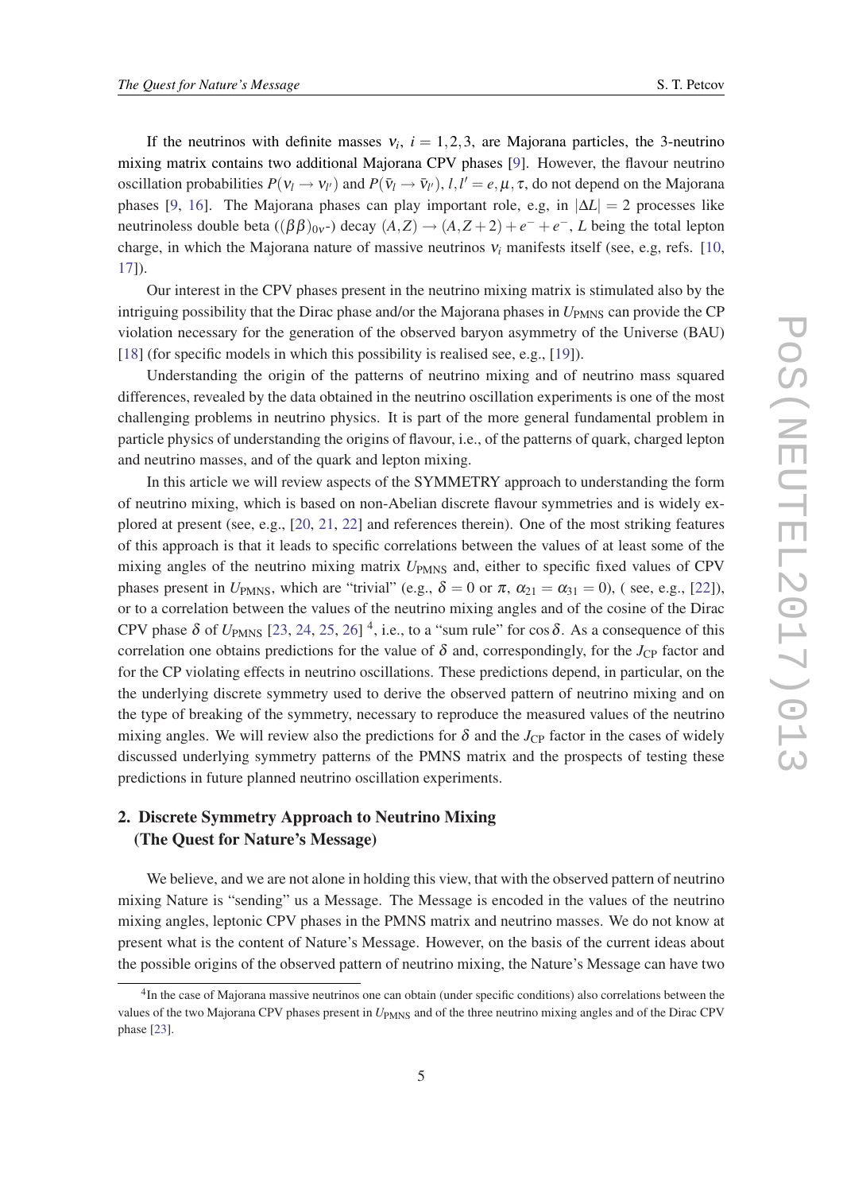If the neutrinos with definite masses $\nu_i$, $i = 1,2,3$, are Majorana particles, the 3-neutrino mixing matrix contains two additional Majorana CPV phases [9]. However, the flavour neutrino oscillation probabilities $P(\nu_l \to \nu_{l'})$ and $P(\bar{\nu}_l \to \bar{\nu}_{l'})$, $l,l' = e,\mu,\tau$, do not depend on the Majorana phases [9, 16]. The Majorana phases can play important role, e.g, in $|\Delta L| = 2$ processes like neutrinoless double beta ($(\beta\beta)_{0\nu}$-) decay $(A,Z) \to (A,Z+2) + e^- + e^-$, $L$ being the total lepton charge, in which the Majorana nature of massive neutrinos $\nu_i$ manifests itself (see, e.g, refs. [10, 17]).

Our interest in the CPV phases present in the neutrino mixing matrix is stimulated also by the intriguing possibility that the Dirac phase and/or the Majorana phases in $U_{\text{PMNS}}$ can provide the CP violation necessary for the generation of the observed baryon asymmetry of the Universe (BAU) [18] (for specific models in which this possibility is realised see, e.g., [19]).

Understanding the origin of the patterns of neutrino mixing and of neutrino mass squared differences, revealed by the data obtained in the neutrino oscillation experiments is one of the most challenging problems in neutrino physics. It is part of the more general fundamental problem in particle physics of understanding the origins of flavour, i.e., of the patterns of quark, charged lepton and neutrino masses, and of the quark and lepton mixing.

In this article we will review aspects of the SYMMETRY approach to understanding the form of neutrino mixing, which is based on non-Abelian discrete flavour symmetries and is widely explored at present (see, e.g., [20, 21, 22] and references therein). One of the most striking features of this approach is that it leads to specific correlations between the values of at least some of the mixing angles of the neutrino mixing matrix $U_{\text{PMNS}}$ and, either to specific fixed values of CPV phases present in $U_{\text{PMNS}}$, which are "trivial" (e.g., $\delta = 0$ or $\pi$, $\alpha_{21} = \alpha_{31} = 0$), ( see, e.g., [22]), or to a correlation between the values of the neutrino mixing angles and of the cosine of the Dirac CPV phase $\delta$ of $U_{\text{PMNS}}$ [23, 24, 25, 26] [4], i.e., to a "sum rule" for $\cos\delta$. As a consequence of this correlation one obtains predictions for the value of $\delta$ and, correspondingly, for the $J_{\text{CP}}$ factor and for the CP violating effects in neutrino oscillations. These predictions depend, in particular, on the the underlying discrete symmetry used to derive the observed pattern of neutrino mixing and on the type of breaking of the symmetry, necessary to reproduce the measured values of the neutrino mixing angles. We will review also the predictions for $\delta$ and the $J_{\text{CP}}$ factor in the cases of widely discussed underlying symmetry patterns of the PMNS matrix and the prospects of testing these predictions in future planned neutrino oscillation experiments.

## 2. Discrete Symmetry Approach to Neutrino Mixing (The Quest for Nature's Message)

We believe, and we are not alone in holding this view, that with the observed pattern of neutrino mixing Nature is "sending" us a Message. The Message is encoded in the values of the neutrino mixing angles, leptonic CPV phases in the PMNS matrix and neutrino masses. We do not know at present what is the content of Nature's Message. However, on the basis of the current ideas about the possible origins of the observed pattern of neutrino mixing, the Nature's Message can have two

---

[4] In the case of Majorana massive neutrinos one can obtain (under specific conditions) also correlations between the values of the two Majorana CPV phases present in $U_{\text{PMNS}}$ and of the three neutrino mixing angles and of the Dirac CPV phase [23].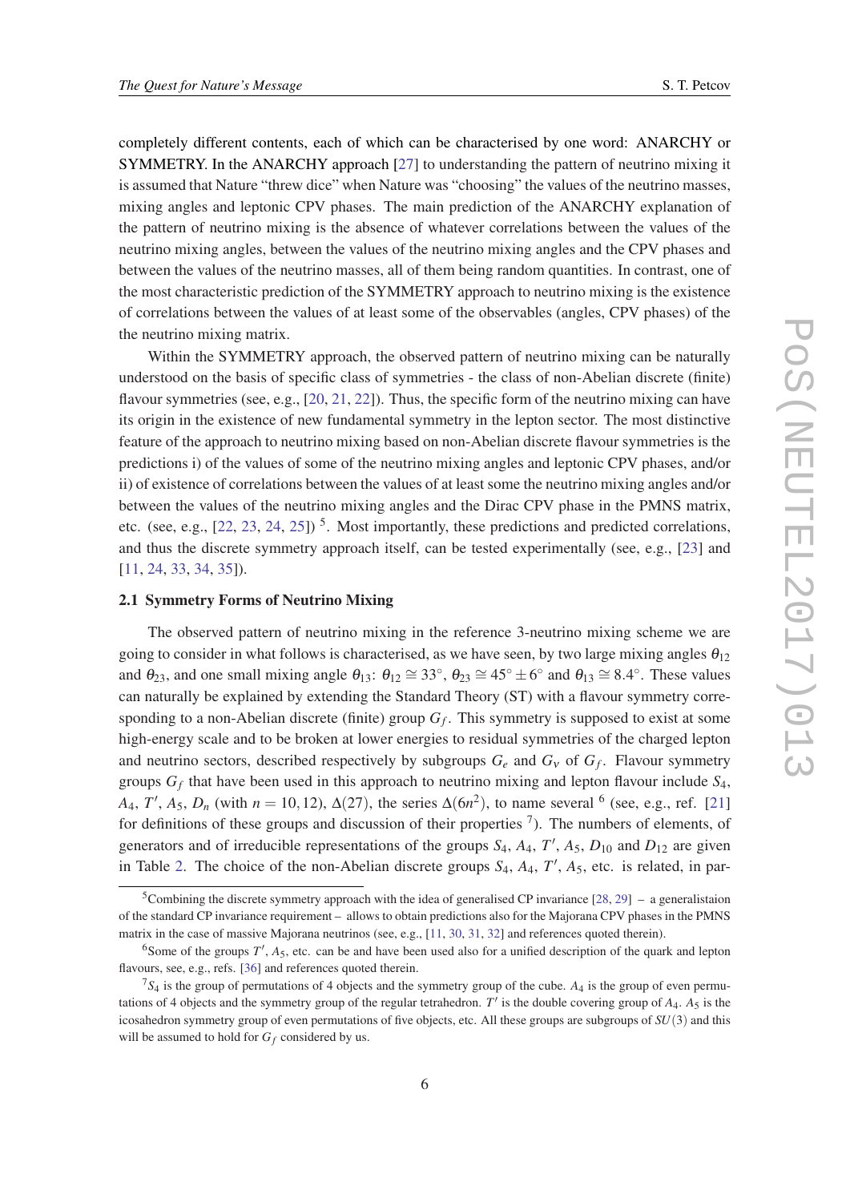completely different contents, each of which can be characterised by one word: ANARCHY or SYMMETRY. In the ANARCHY approach [27] to understanding the pattern of neutrino mixing it is assumed that Nature "threw dice" when Nature was "choosing" the values of the neutrino masses, mixing angles and leptonic CPV phases. The main prediction of the ANARCHY explanation of the pattern of neutrino mixing is the absence of whatever correlations between the values of the neutrino mixing angles, between the values of the neutrino mixing angles and the CPV phases and between the values of the neutrino masses, all of them being random quantities. In contrast, one of the most characteristic prediction of the SYMMETRY approach to neutrino mixing is the existence of correlations between the values of at least some of the observables (angles, CPV phases) of the the neutrino mixing matrix.

Within the SYMMETRY approach, the observed pattern of neutrino mixing can be naturally understood on the basis of specific class of symmetries - the class of non-Abelian discrete (finite) flavour symmetries (see, e.g., [20, 21, 22]). Thus, the specific form of the neutrino mixing can have its origin in the existence of new fundamental symmetry in the lepton sector. The most distinctive feature of the approach to neutrino mixing based on non-Abelian discrete flavour symmetries is the predictions i) of the values of some of the neutrino mixing angles and leptonic CPV phases, and/or ii) of existence of correlations between the values of at least some the neutrino mixing angles and/or between the values of the neutrino mixing angles and the Dirac CPV phase in the PMNS matrix, etc. (see, e.g., [22, 23, 24, 25]) [5]. Most importantly, these predictions and predicted correlations, and thus the discrete symmetry approach itself, can be tested experimentally (see, e.g., [23] and [11, 24, 33, 34, 35]).

### 2.1 Symmetry Forms of Neutrino Mixing

The observed pattern of neutrino mixing in the reference 3-neutrino mixing scheme we are going to consider in what follows is characterised, as we have seen, by two large mixing angles $\theta_{12}$ and $\theta_{23}$, and one small mixing angle $\theta_{13}$: $\theta_{12} \cong 33^\circ$, $\theta_{23} \cong 45^\circ \pm 6^\circ$ and $\theta_{13} \cong 8.4^\circ$. These values can naturally be explained by extending the Standard Theory (ST) with a flavour symmetry corresponding to a non-Abelian discrete (finite) group $G_f$. This symmetry is supposed to exist at some high-energy scale and to be broken at lower energies to residual symmetries of the charged lepton and neutrino sectors, described respectively by subgroups $G_e$ and $G_\nu$ of $G_f$. Flavour symmetry groups $G_f$ that have been used in this approach to neutrino mixing and lepton flavour include $S_4$, $A_4$, $T'$, $A_5$, $D_n$ (with $n = 10, 12$), $\Delta(27)$, the series $\Delta(6n^2)$, to name several [6] (see, e.g., ref. [21] for definitions of these groups and discussion of their properties [7]). The numbers of elements, of generators and of irreducible representations of the groups $S_4$, $A_4$, $T'$, $A_5$, $D_{10}$ and $D_{12}$ are given in Table 2. The choice of the non-Abelian discrete groups $S_4$, $A_4$, $T'$, $A_5$, etc. is related, in par-

---

[5] Combining the discrete symmetry approach with the idea of generalised CP invariance [28, 29] – a generalistaion of the standard CP invariance requirement – allows to obtain predictions also for the Majorana CPV phases in the PMNS matrix in the case of massive Majorana neutrinos (see, e.g., [11, 30, 31, 32] and references quoted therein).

[6] Some of the groups $T'$, $A_5$, etc. can be and have been used also for a unified description of the quark and lepton flavours, see, e.g., refs. [36] and references quoted therein.

[7] $S_4$ is the group of permutations of 4 objects and the symmetry group of the cube. $A_4$ is the group of even permutations of 4 objects and the symmetry group of the regular tetrahedron. $T'$ is the double covering group of $A_4$. $A_5$ is the icosahedron symmetry group of even permutations of five objects, etc. All these groups are subgroups of $SU(3)$ and this will be assumed to hold for $G_f$ considered by us.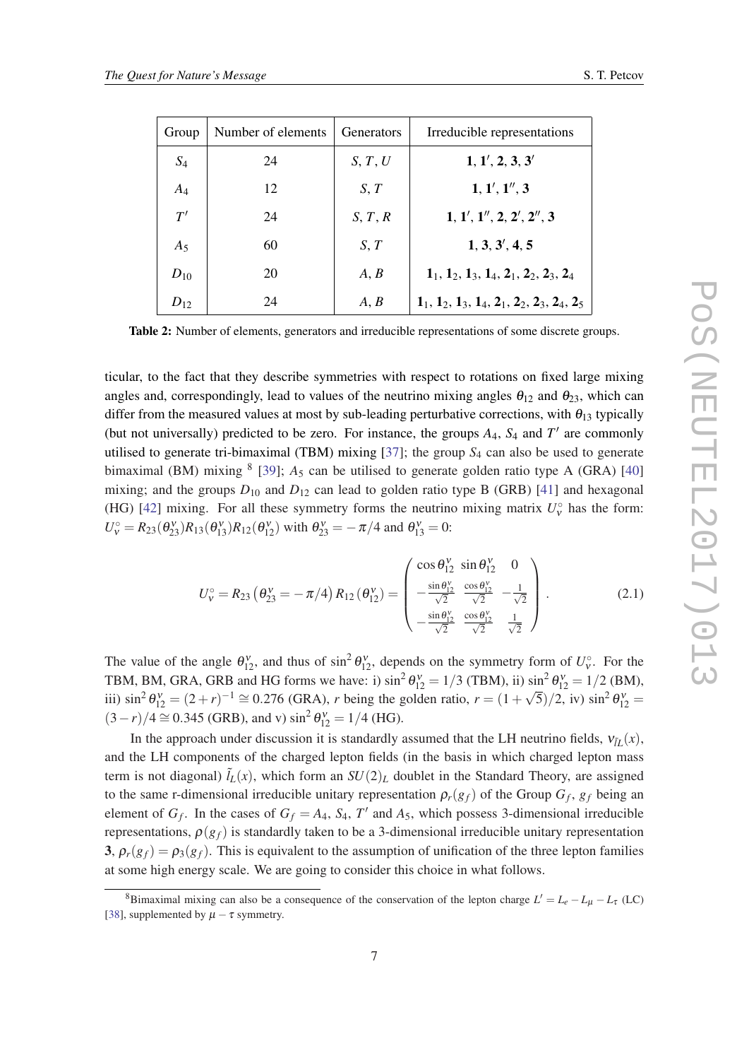| Group | Number of elements | Generators | Irreducible representations |
|---|---|---|---|
| $S_4$ | 24 | $S, T, U$ | $\mathbf{1}, \mathbf{1}', \mathbf{2}, \mathbf{3}, \mathbf{3}'$ |
| $A_4$ | 12 | $S, T$ | $\mathbf{1}, \mathbf{1}', \mathbf{1}'', \mathbf{3}$ |
| $T'$ | 24 | $S, T, R$ | $\mathbf{1}, \mathbf{1}', \mathbf{1}'', \mathbf{2}, \mathbf{2}', \mathbf{2}'', \mathbf{3}$ |
| $A_5$ | 60 | $S, T$ | $\mathbf{1}, \mathbf{3}, \mathbf{3}', \mathbf{4}, \mathbf{5}$ |
| $D_{10}$ | 20 | $A, B$ | $\mathbf{1}_1, \mathbf{1}_2, \mathbf{1}_3, \mathbf{1}_4, \mathbf{2}_1, \mathbf{2}_2, \mathbf{2}_3, \mathbf{2}_4$ |
| $D_{12}$ | 24 | $A, B$ | $\mathbf{1}_1, \mathbf{1}_2, \mathbf{1}_3, \mathbf{1}_4, \mathbf{2}_1, \mathbf{2}_2, \mathbf{2}_3, \mathbf{2}_4, \mathbf{2}_5$ |

**Table 2:** Number of elements, generators and irreducible representations of some discrete groups.

ticular, to the fact that they describe symmetries with respect to rotations on fixed large mixing angles and, correspondingly, lead to values of the neutrino mixing angles $\theta_{12}$ and $\theta_{23}$, which can differ from the measured values at most by sub-leading perturbative corrections, with $\theta_{13}$ typically (but not universally) predicted to be zero. For instance, the groups $A_4$, $S_4$ and $T'$ are commonly utilised to generate tri-bimaximal (TBM) mixing [37]; the group $S_4$ can also be used to generate bimaximal (BM) mixing [8] [39]; $A_5$ can be utilised to generate golden ratio type A (GRA) [40] mixing; and the groups $D_{10}$ and $D_{12}$ can lead to golden ratio type B (GRB) [41] and hexagonal (HG) [42] mixing. For all these symmetry forms the neutrino mixing matrix $U_\nu^\circ$ has the form: $U_\nu^\circ = R_{23}(\theta_{23}^\nu)R_{13}(\theta_{13}^\nu)R_{12}(\theta_{12}^\nu)$ with $\theta_{23}^\nu = -\pi/4$ and $\theta_{13}^\nu = 0$:

$$U_\nu^\circ = R_{23}\left(\theta_{23}^\nu = -\pi/4\right) R_{12}\left(\theta_{12}^\nu\right) = \begin{pmatrix} \cos\theta_{12}^\nu & \sin\theta_{12}^\nu & 0 \\ -\frac{\sin\theta_{12}^\nu}{\sqrt{2}} & \frac{\cos\theta_{12}^\nu}{\sqrt{2}} & -\frac{1}{\sqrt{2}} \\ -\frac{\sin\theta_{12}^\nu}{\sqrt{2}} & \frac{\cos\theta_{12}^\nu}{\sqrt{2}} & \frac{1}{\sqrt{2}} \end{pmatrix}. \tag{2.1}$$

The value of the angle $\theta_{12}^\nu$, and thus of $\sin^2\theta_{12}^\nu$, depends on the symmetry form of $U_\nu^\circ$. For the TBM, BM, GRA, GRB and HG forms we have: i) $\sin^2\theta_{12}^\nu = 1/3$ (TBM), ii) $\sin^2\theta_{12}^\nu = 1/2$ (BM), iii) $\sin^2\theta_{12}^\nu = (2+r)^{-1} \cong 0.276$ (GRA), $r$ being the golden ratio, $r = (1+\sqrt{5})/2$, iv) $\sin^2\theta_{12}^\nu = (3-r)/4 \cong 0.345$ (GRB), and v) $\sin^2\theta_{12}^\nu = 1/4$ (HG).

In the approach under discussion it is standardly assumed that the LH neutrino fields, $\nu_{\tilde{l}L}(x)$, and the LH components of the charged lepton fields (in the basis in which charged lepton mass term is not diagonal) $\tilde{l}_L(x)$, which form an $SU(2)_L$ doublet in the Standard Theory, are assigned to the same r-dimensional irreducible unitary representation $\rho_r(g_f)$ of the Group $G_f$, $g_f$ being an element of $G_f$. In the cases of $G_f = A_4$, $S_4$, $T'$ and $A_5$, which possess 3-dimensional irreducible representations, $\rho(g_f)$ is standardly taken to be a 3-dimensional irreducible unitary representation $\mathbf{3}$, $\rho_r(g_f) = \rho_3(g_f)$. This is equivalent to the assumption of unification of the three lepton families at some high energy scale. We are going to consider this choice in what follows.

[8] Bimaximal mixing can also be a consequence of the conservation of the lepton charge $L' = L_e - L_\mu - L_\tau$ (LC) [38], supplemented by $\mu - \tau$ symmetry.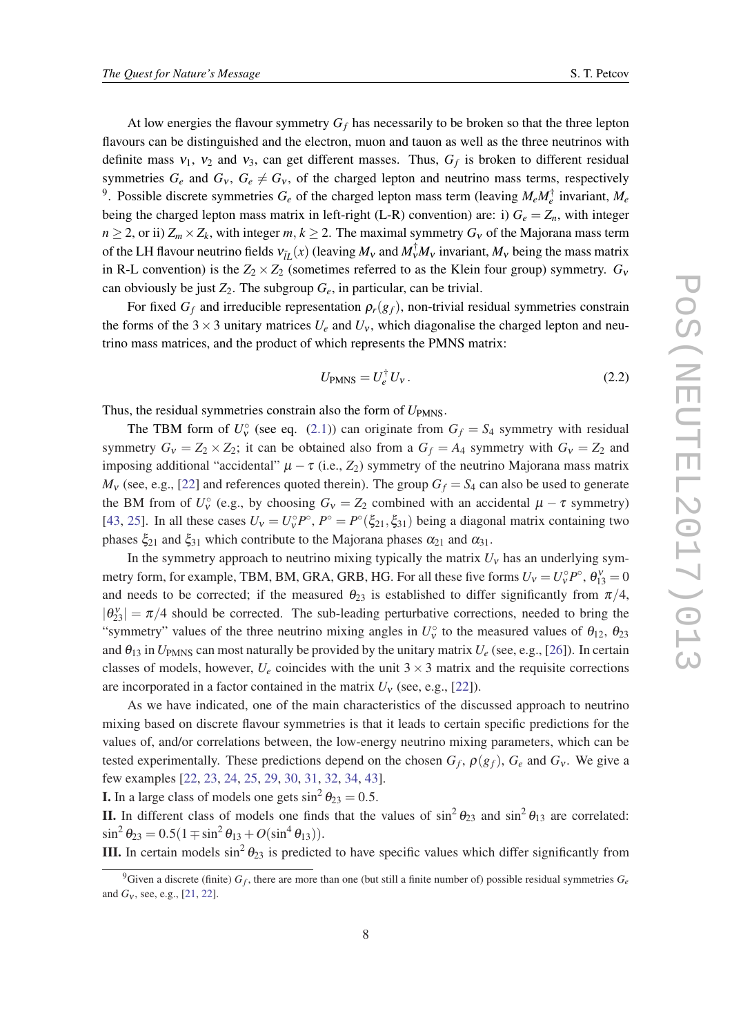At low energies the flavour symmetry $G_f$ has necessarily to be broken so that the three lepton flavours can be distinguished and the electron, muon and tauon as well as the three neutrinos with definite mass $\nu_1$, $\nu_2$ and $\nu_3$, can get different masses. Thus, $G_f$ is broken to different residual symmetries $G_e$ and $G_\nu$, $G_e \neq G_\nu$, of the charged lepton and neutrino mass terms, respectively [9]. Possible discrete symmetries $G_e$ of the charged lepton mass term (leaving $M_e M_e^\dagger$ invariant, $M_e$ being the charged lepton mass matrix in left-right (L-R) convention) are: i) $G_e = Z_n$, with integer $n \geq 2$, or ii) $Z_m \times Z_k$, with integer $m, k \geq 2$. The maximal symmetry $G_\nu$ of the Majorana mass term of the LH flavour neutrino fields $\nu_{lL}(x)$ (leaving $M_\nu$ and $M_\nu^\dagger M_\nu$ invariant, $M_\nu$ being the mass matrix in R-L convention) is the $Z_2 \times Z_2$ (sometimes referred to as the Klein four group) symmetry. $G_\nu$ can obviously be just $Z_2$. The subgroup $G_e$, in particular, can be trivial.

For fixed $G_f$ and irreducible representation $\rho_r(g_f)$, non-trivial residual symmetries constrain the forms of the $3 \times 3$ unitary matrices $U_e$ and $U_\nu$, which diagonalise the charged lepton and neutrino mass matrices, and the product of which represents the PMNS matrix:

$$U_{\rm PMNS} = U_e^\dagger U_\nu\,. \tag{2.2}$$

Thus, the residual symmetries constrain also the form of $U_{\rm PMNS}$.

The TBM form of $U_\nu^\circ$ (see eq. (2.1)) can originate from $G_f = S_4$ symmetry with residual symmetry $G_\nu = Z_2 \times Z_2$; it can be obtained also from a $G_f = A_4$ symmetry with $G_\nu = Z_2$ and imposing additional "accidental" $\mu - \tau$ (i.e., $Z_2$) symmetry of the neutrino Majorana mass matrix $M_\nu$ (see, e.g., [22] and references quoted therein). The group $G_f = S_4$ can also be used to generate the BM from of $U_\nu^\circ$ (e.g., by choosing $G_\nu = Z_2$ combined with an accidental $\mu - \tau$ symmetry) [43, 25]. In all these cases $U_\nu = U_\nu^\circ P^\circ$, $P^\circ = P^\circ(\xi_{21}, \xi_{31})$ being a diagonal matrix containing two phases $\xi_{21}$ and $\xi_{31}$ which contribute to the Majorana phases $\alpha_{21}$ and $\alpha_{31}$.

In the symmetry approach to neutrino mixing typically the matrix $U_\nu$ has an underlying symmetry form, for example, TBM, BM, GRA, GRB, HG. For all these five forms $U_\nu = U_\nu^\circ P^\circ$, $\theta_{13}^\nu = 0$ and needs to be corrected; if the measured $\theta_{23}$ is established to differ significantly from $\pi/4$, $|\theta_{23}^\nu| = \pi/4$ should be corrected. The sub-leading perturbative corrections, needed to bring the "symmetry" values of the three neutrino mixing angles in $U_\nu^\circ$ to the measured values of $\theta_{12}$, $\theta_{23}$ and $\theta_{13}$ in $U_{\rm PMNS}$ can most naturally be provided by the unitary matrix $U_e$ (see, e.g., [26]). In certain classes of models, however, $U_e$ coincides with the unit $3 \times 3$ matrix and the requisite corrections are incorporated in a factor contained in the matrix $U_\nu$ (see, e.g., [22]).

As we have indicated, one of the main characteristics of the discussed approach to neutrino mixing based on discrete flavour symmetries is that it leads to certain specific predictions for the values of, and/or correlations between, the low-energy neutrino mixing parameters, which can be tested experimentally. These predictions depend on the chosen $G_f$, $\rho(g_f)$, $G_e$ and $G_\nu$. We give a few examples [22, 23, 24, 25, 29, 30, 31, 32, 34, 43].

**I.** In a large class of models one gets $\sin^2\theta_{23} = 0.5$.

**II.** In different class of models one finds that the values of $\sin^2\theta_{23}$ and $\sin^2\theta_{13}$ are correlated: $\sin^2\theta_{23} = 0.5(1 \mp \sin^2\theta_{13} + O(\sin^4\theta_{13}))$.

**III.** In certain models $\sin^2\theta_{23}$ is predicted to have specific values which differ significantly from

[9] Given a discrete (finite) $G_f$, there are more than one (but still a finite number of) possible residual symmetries $G_e$ and $G_\nu$, see, e.g., [21, 22].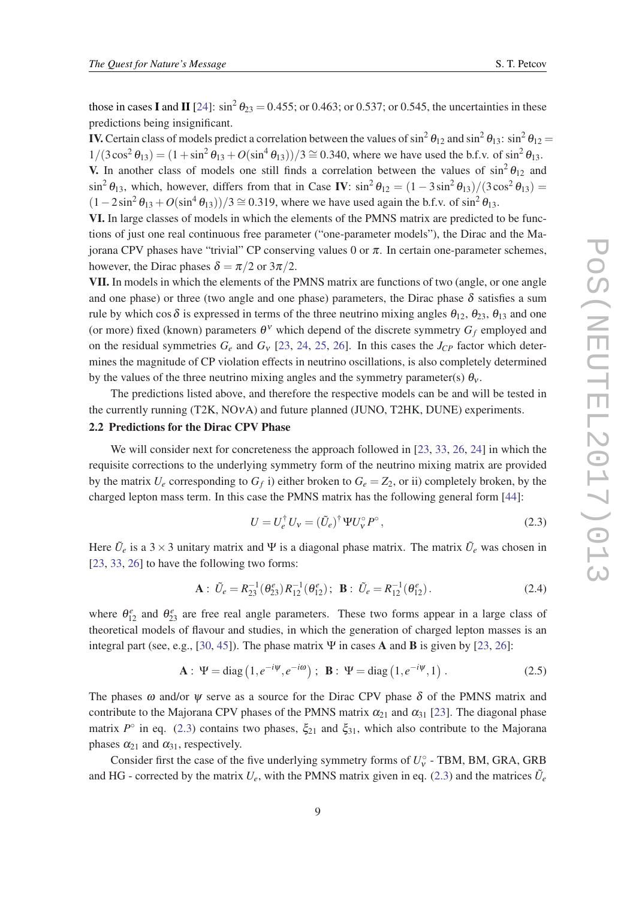those in cases **I** and **II** [24]: $\sin^2\theta_{23} = 0.455$; or 0.463; or 0.537; or 0.545, the uncertainties in these predictions being insignificant.

**IV.** Certain class of models predict a correlation between the values of $\sin^2\theta_{12}$ and $\sin^2\theta_{13}$: $\sin^2\theta_{12} = 1/(3\cos^2\theta_{13}) = (1+\sin^2\theta_{13} + O(\sin^4\theta_{13}))/3 \cong 0.340$, where we have used the b.f.v. of $\sin^2\theta_{13}$.

**V.** In another class of models one still finds a correlation between the values of $\sin^2\theta_{12}$ and $\sin^2\theta_{13}$, which, however, differs from that in Case **IV**: $\sin^2\theta_{12} = (1-3\sin^2\theta_{13})/(3\cos^2\theta_{13}) = (1-2\sin^2\theta_{13} + O(\sin^4\theta_{13}))/3 \cong 0.319$, where we have used again the b.f.v. of $\sin^2\theta_{13}$.

**VI.** In large classes of models in which the elements of the PMNS matrix are predicted to be functions of just one real continuous free parameter ("one-parameter models"), the Dirac and the Majorana CPV phases have "trivial" CP conserving values 0 or $\pi$. In certain one-parameter schemes, however, the Dirac phases $\delta = \pi/2$ or $3\pi/2$.

**VII.** In models in which the elements of the PMNS matrix are functions of two (angle, or one angle and one phase) or three (two angle and one phase) parameters, the Dirac phase $\delta$ satisfies a sum rule by which $\cos\delta$ is expressed in terms of the three neutrino mixing angles $\theta_{12}$, $\theta_{23}$, $\theta_{13}$ and one (or more) fixed (known) parameters $\theta^{\nu}$ which depend of the discrete symmetry $G_f$ employed and on the residual symmetries $G_e$ and $G_\nu$ [23, 24, 25, 26]. In this cases the $J_{CP}$ factor which determines the magnitude of CP violation effects in neutrino oscillations, is also completely determined by the values of the three neutrino mixing angles and the symmetry parameter(s) $\theta_\nu$.

The predictions listed above, and therefore the respective models can be and will be tested in the currently running (T2K, NO$\nu$A) and future planned (JUNO, T2HK, DUNE) experiments.

### 2.2 Predictions for the Dirac CPV Phase

We will consider next for concreteness the approach followed in [23, 33, 26, 24] in which the requisite corrections to the underlying symmetry form of the neutrino mixing matrix are provided by the matrix $U_e$ corresponding to $G_f$ i) either broken to $G_e = Z_2$, or ii) completely broken, by the charged lepton mass term. In this case the PMNS matrix has the following general form [44]:

$$U = U_e^\dagger U_\nu = (\tilde{U}_e)^\dagger \Psi U_\nu^\circ P^\circ\,, \tag{2.3}$$

Here $\tilde{U}_e$ is a $3\times 3$ unitary matrix and $\Psi$ is a diagonal phase matrix. The matrix $\tilde{U}_e$ was chosen in [23, 33, 26] to have the following two forms:

$$\mathbf{A}:\ \tilde{U}_e = R_{23}^{-1}(\theta_{23}^e) R_{12}^{-1}(\theta_{12}^e)\,;\ \ \mathbf{B}:\ \tilde{U}_e = R_{12}^{-1}(\theta_{12}^e)\,. \tag{2.4}$$

where $\theta_{12}^e$ and $\theta_{23}^e$ are free real angle parameters. These two forms appear in a large class of theoretical models of flavour and studies, in which the generation of charged lepton masses is an integral part (see, e.g., [30, 45]). The phase matrix $\Psi$ in cases **A** and **B** is given by [23, 26]:

$$\mathbf{A}:\ \Psi = \mathrm{diag}\left(1, e^{-i\psi}, e^{-i\omega}\right)\,;\ \ \mathbf{B}:\ \Psi = \mathrm{diag}\left(1, e^{-i\psi}, 1\right)\,. \tag{2.5}$$

The phases $\omega$ and/or $\psi$ serve as a source for the Dirac CPV phase $\delta$ of the PMNS matrix and contribute to the Majorana CPV phases of the PMNS matrix $\alpha_{21}$ and $\alpha_{31}$ [23]. The diagonal phase matrix $P^\circ$ in eq. (2.3) contains two phases, $\xi_{21}$ and $\xi_{31}$, which also contribute to the Majorana phases $\alpha_{21}$ and $\alpha_{31}$, respectively.

Consider first the case of the five underlying symmetry forms of $U_\nu^\circ$ - TBM, BM, GRA, GRB and HG - corrected by the matrix $U_e$, with the PMNS matrix given in eq. (2.3) and the matrices $\tilde{U}_e$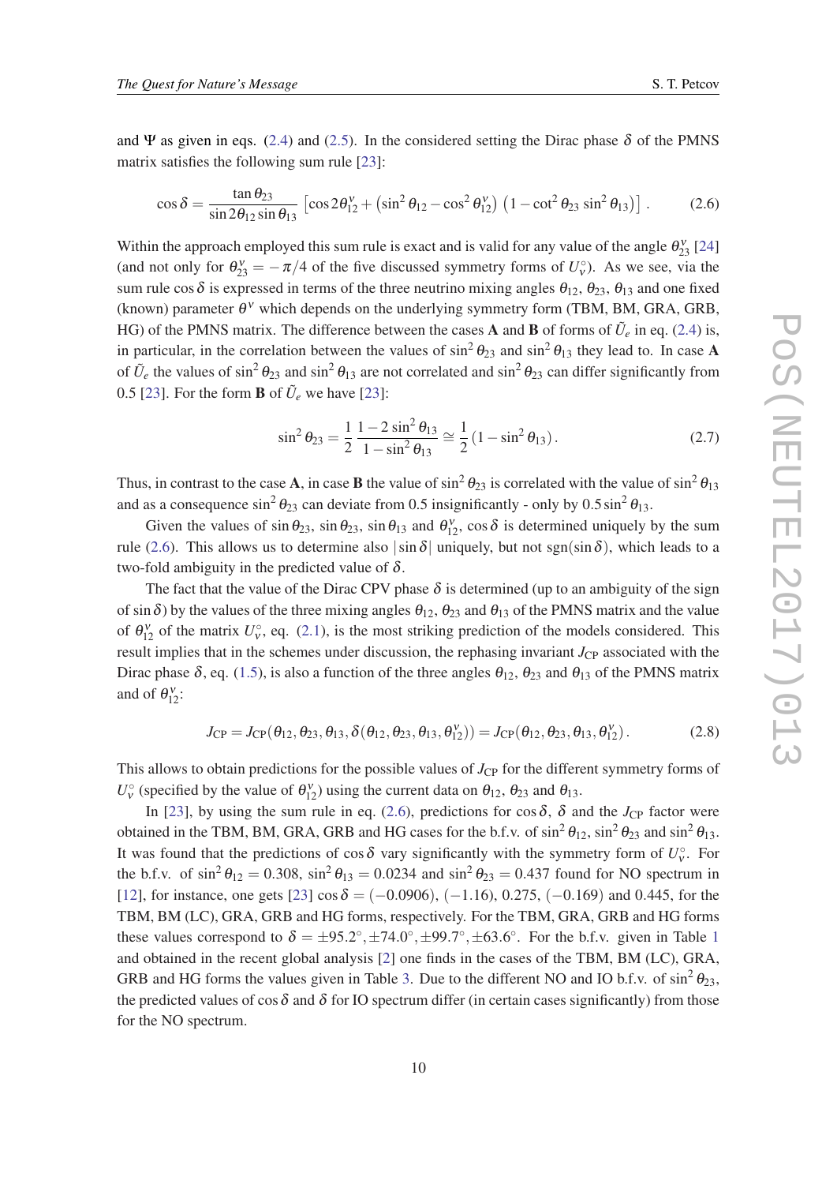and $\Psi$ as given in eqs. (2.4) and (2.5). In the considered setting the Dirac phase $\delta$ of the PMNS matrix satisfies the following sum rule [23]:

$$\cos\delta = \frac{\tan\theta_{23}}{\sin 2\theta_{12}\sin\theta_{13}}\left[\cos 2\theta^{\nu}_{12} + \left(\sin^2\theta_{12} - \cos^2\theta^{\nu}_{12}\right)\left(1 - \cot^2\theta_{23}\sin^2\theta_{13}\right)\right]. \tag{2.6}$$

Within the approach employed this sum rule is exact and is valid for any value of the angle $\theta^{\nu}_{23}$ [24] (and not only for $\theta^{\nu}_{23} = -\pi/4$ of the five discussed symmetry forms of $U^{\circ}_{\nu}$). As we see, via the sum rule $\cos\delta$ is expressed in terms of the three neutrino mixing angles $\theta_{12}$, $\theta_{23}$, $\theta_{13}$ and one fixed (known) parameter $\theta^{\nu}$ which depends on the underlying symmetry form (TBM, BM, GRA, GRB, HG) of the PMNS matrix. The difference between the cases **A** and **B** of forms of $\tilde{U}_e$ in eq. (2.4) is, in particular, in the correlation between the values of $\sin^2\theta_{23}$ and $\sin^2\theta_{13}$ they lead to. In case **A** of $\tilde{U}_e$ the values of $\sin^2\theta_{23}$ and $\sin^2\theta_{13}$ are not correlated and $\sin^2\theta_{23}$ can differ significantly from 0.5 [23]. For the form **B** of $\tilde{U}_e$ we have [23]:

$$\sin^2\theta_{23} = \frac{1}{2}\,\frac{1 - 2\sin^2\theta_{13}}{1 - \sin^2\theta_{13}} \cong \frac{1}{2}\left(1 - \sin^2\theta_{13}\right). \tag{2.7}$$

Thus, in contrast to the case **A**, in case **B** the value of $\sin^2\theta_{23}$ is correlated with the value of $\sin^2\theta_{13}$ and as a consequence $\sin^2\theta_{23}$ can deviate from 0.5 insignificantly - only by $0.5\sin^2\theta_{13}$.

Given the values of $\sin\theta_{23}$, $\sin\theta_{23}$, $\sin\theta_{13}$ and $\theta^{\nu}_{12}$, $\cos\delta$ is determined uniquely by the sum rule (2.6). This allows us to determine also $|\sin\delta|$ uniquely, but not $\mathrm{sgn}(\sin\delta)$, which leads to a two-fold ambiguity in the predicted value of $\delta$.

The fact that the value of the Dirac CPV phase $\delta$ is determined (up to an ambiguity of the sign of $\sin\delta$) by the values of the three mixing angles $\theta_{12}$, $\theta_{23}$ and $\theta_{13}$ of the PMNS matrix and the value of $\theta^{\nu}_{12}$ of the matrix $U^{\circ}_{\nu}$, eq. (2.1), is the most striking prediction of the models considered. This result implies that in the schemes under discussion, the rephasing invariant $J_{\rm CP}$ associated with the Dirac phase $\delta$, eq. (1.5), is also a function of the three angles $\theta_{12}$, $\theta_{23}$ and $\theta_{13}$ of the PMNS matrix and of $\theta^{\nu}_{12}$:

$$J_{\rm CP} = J_{\rm CP}(\theta_{12}, \theta_{23}, \theta_{13}, \delta(\theta_{12}, \theta_{23}, \theta_{13}, \theta^{\nu}_{12})) = J_{\rm CP}(\theta_{12}, \theta_{23}, \theta_{13}, \theta^{\nu}_{12}). \tag{2.8}$$

This allows to obtain predictions for the possible values of $J_{\rm CP}$ for the different symmetry forms of $U^{\circ}_{\nu}$ (specified by the value of $\theta^{\nu}_{12}$) using the current data on $\theta_{12}$, $\theta_{23}$ and $\theta_{13}$.

In [23], by using the sum rule in eq. (2.6), predictions for $\cos\delta$, $\delta$ and the $J_{\rm CP}$ factor were obtained in the TBM, BM, GRA, GRB and HG cases for the b.f.v. of $\sin^2\theta_{12}$, $\sin^2\theta_{23}$ and $\sin^2\theta_{13}$. It was found that the predictions of $\cos\delta$ vary significantly with the symmetry form of $U^{\circ}_{\nu}$. For the b.f.v. of $\sin^2\theta_{12} = 0.308$, $\sin^2\theta_{13} = 0.0234$ and $\sin^2\theta_{23} = 0.437$ found for NO spectrum in [12], for instance, one gets [23] $\cos\delta = (-0.0906)$, $(-1.16)$, $0.275$, $(-0.169)$ and $0.445$, for the TBM, BM (LC), GRA, GRB and HG forms, respectively. For the TBM, GRA, GRB and HG forms these values correspond to $\delta = \pm 95.2^{\circ}, \pm 74.0^{\circ}, \pm 99.7^{\circ}, \pm 63.6^{\circ}$. For the b.f.v. given in Table 1 and obtained in the recent global analysis [2] one finds in the cases of the TBM, BM (LC), GRA, GRB and HG forms the values given in Table 3. Due to the different NO and IO b.f.v. of $\sin^2\theta_{23}$, the predicted values of $\cos\delta$ and $\delta$ for IO spectrum differ (in certain cases significantly) from those for the NO spectrum.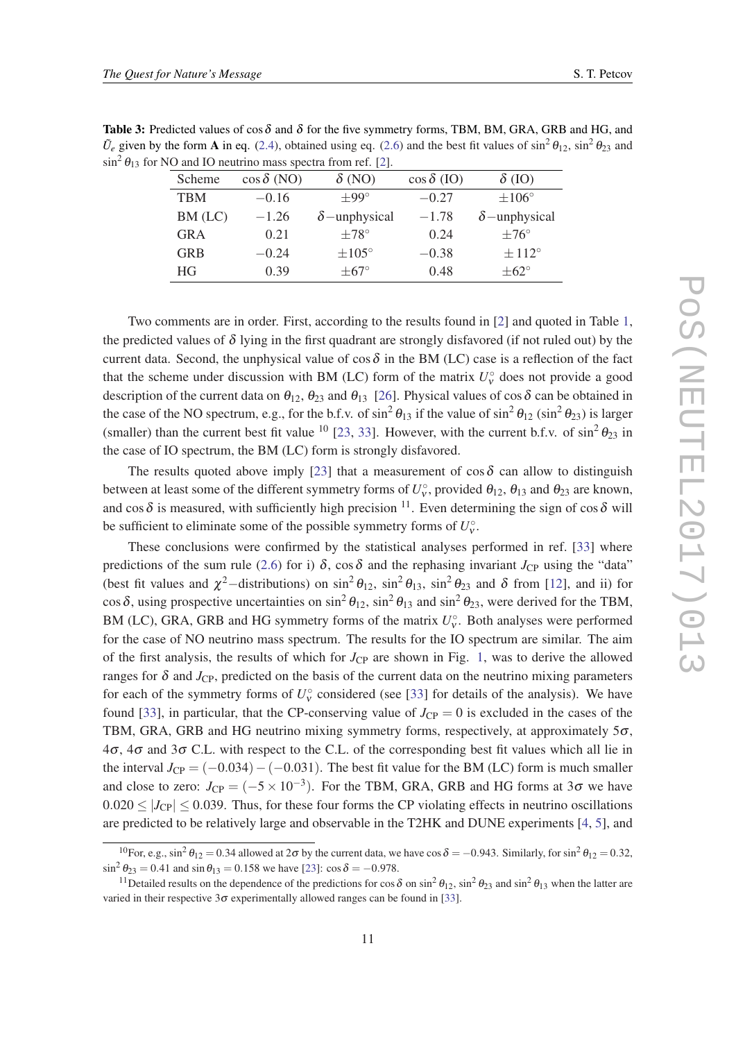**Table 3:** Predicted values of $\cos\delta$ and $\delta$ for the five symmetry forms, TBM, BM, GRA, GRB and HG, and $\tilde{U}_e$ given by the form **A** in eq. (2.4), obtained using eq. (2.6) and the best fit values of $\sin^2\theta_{12}$, $\sin^2\theta_{23}$ and $\sin^2\theta_{13}$ for NO and IO neutrino mass spectra from ref. [2].

| Scheme | $\cos\delta$ (NO) | $\delta$ (NO) | $\cos\delta$ (IO) | $\delta$ (IO) |
|---|---|---|---|---|
| TBM | $-0.16$ | $\pm 99^\circ$ | $-0.27$ | $\pm 106^\circ$ |
| BM (LC) | $-1.26$ | $\delta-$unphysical | $-1.78$ | $\delta-$unphysical |
| GRA | 0.21 | $\pm 78^\circ$ | 0.24 | $\pm 76^\circ$ |
| GRB | $-0.24$ | $\pm 105^\circ$ | $-0.38$ | $\pm 112^\circ$ |
| HG | 0.39 | $\pm 67^\circ$ | 0.48 | $\pm 62^\circ$ |

Two comments are in order. First, according to the results found in [2] and quoted in Table 1, the predicted values of $\delta$ lying in the first quadrant are strongly disfavored (if not ruled out) by the current data. Second, the unphysical value of $\cos\delta$ in the BM (LC) case is a reflection of the fact that the scheme under discussion with BM (LC) form of the matrix $U^\circ_\nu$ does not provide a good description of the current data on $\theta_{12}$, $\theta_{23}$ and $\theta_{13}$ [26]. Physical values of $\cos\delta$ can be obtained in the case of the NO spectrum, e.g., for the b.f.v. of $\sin^2\theta_{13}$ if the value of $\sin^2\theta_{12}$ ($\sin^2\theta_{23}$) is larger (smaller) than the current best fit value [10] [23, 33]. However, with the current b.f.v. of $\sin^2\theta_{23}$ in the case of IO spectrum, the BM (LC) form is strongly disfavored.

The results quoted above imply [23] that a measurement of $\cos\delta$ can allow to distinguish between at least some of the different symmetry forms of $U^\circ_\nu$, provided $\theta_{12}$, $\theta_{13}$ and $\theta_{23}$ are known, and $\cos\delta$ is measured, with sufficiently high precision [11]. Even determining the sign of $\cos\delta$ will be sufficient to eliminate some of the possible symmetry forms of $U^\circ_\nu$.

These conclusions were confirmed by the statistical analyses performed in ref. [33] where predictions of the sum rule (2.6) for i) $\delta$, $\cos\delta$ and the rephasing invariant $J_{\rm CP}$ using the "data" (best fit values and $\chi^2-$distributions) on $\sin^2\theta_{12}$, $\sin^2\theta_{13}$, $\sin^2\theta_{23}$ and $\delta$ from [12], and ii) for $\cos\delta$, using prospective uncertainties on $\sin^2\theta_{12}$, $\sin^2\theta_{13}$ and $\sin^2\theta_{23}$, were derived for the TBM, BM (LC), GRA, GRB and HG symmetry forms of the matrix $U^\circ_\nu$. Both analyses were performed for the case of NO neutrino mass spectrum. The results for the IO spectrum are similar. The aim of the first analysis, the results of which for $J_{\rm CP}$ are shown in Fig. 1, was to derive the allowed ranges for $\delta$ and $J_{\rm CP}$, predicted on the basis of the current data on the neutrino mixing parameters for each of the symmetry forms of $U^\circ_\nu$ considered (see [33] for details of the analysis). We have found [33], in particular, that the CP-conserving value of $J_{\rm CP} = 0$ is excluded in the cases of the TBM, GRA, GRB and HG neutrino mixing symmetry forms, respectively, at approximately $5\sigma$, $4\sigma$, $4\sigma$ and $3\sigma$ C.L. with respect to the C.L. of the corresponding best fit values which all lie in the interval $J_{\rm CP} = (-0.034) - (-0.031)$. The best fit value for the BM (LC) form is much smaller and close to zero: $J_{\rm CP} = (-5\times 10^{-3})$. For the TBM, GRA, GRB and HG forms at $3\sigma$ we have $0.020 \leq |J_{\rm CP}| \leq 0.039$. Thus, for these four forms the CP violating effects in neutrino oscillations are predicted to be relatively large and observable in the T2HK and DUNE experiments [4, 5], and

---

[10] For, e.g., $\sin^2\theta_{12} = 0.34$ allowed at $2\sigma$ by the current data, we have $\cos\delta = -0.943$. Similarly, for $\sin^2\theta_{12} = 0.32$, $\sin^2\theta_{23} = 0.41$ and $\sin\theta_{13} = 0.158$ we have [23]: $\cos\delta = -0.978$.

[11] Detailed results on the dependence of the predictions for $\cos\delta$ on $\sin^2\theta_{12}$, $\sin^2\theta_{23}$ and $\sin^2\theta_{13}$ when the latter are varied in their respective $3\sigma$ experimentally allowed ranges can be found in [33].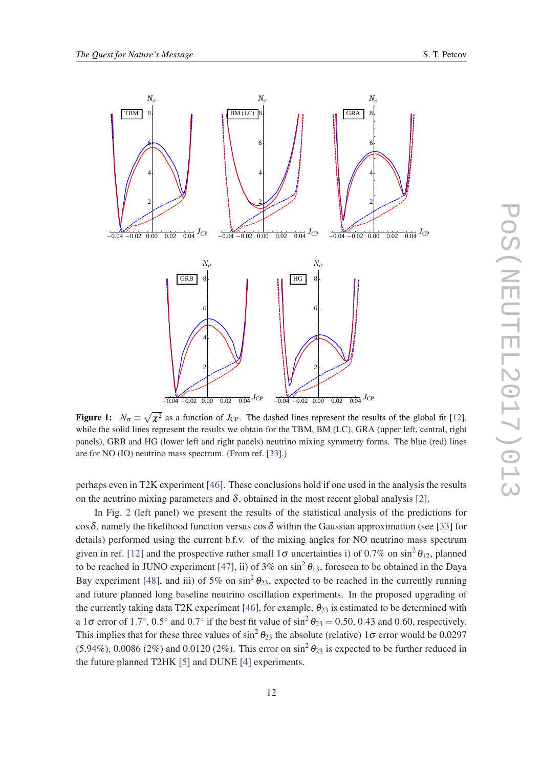**Figure 1:** $N_\sigma \equiv \sqrt{\chi^2}$ as a function of $J_{\rm CP}$. The dashed lines represent the results of the global fit [12], while the solid lines represent the results we obtain for the TBM, BM (LC), GRA (upper left, central, right panels), GRB and HG (lower left and right panels) neutrino mixing symmetry forms. The blue (red) lines are for NO (IO) neutrino mass spectrum. (From ref. [33].)

perhaps even in T2K experiment [46]. These conclusions hold if one used in the analysis the results on the neutrino mixing parameters and $\delta$, obtained in the most recent global analysis [2].

In Fig. 2 (left panel) we present the results of the statistical analysis of the predictions for $\cos\delta$, namely the likelihood function versus $\cos\delta$ within the Gaussian approximation (see [33] for details) performed using the current b.f.v. of the mixing angles for NO neutrino mass spectrum given in ref. [12] and the prospective rather small $1\sigma$ uncertainties i) of 0.7% on $\sin^2\theta_{12}$, planned to be reached in JUNO experiment [47], ii) of 3% on $\sin^2\theta_{13}$, foreseen to be obtained in the Daya Bay experiment [48], and iii) of 5% on $\sin^2\theta_{23}$, expected to be reached in the currently running and future planned long baseline neutrino oscillation experiments. In the proposed upgrading of the currently taking data T2K experiment [46], for example, $\theta_{23}$ is estimated to be determined with a $1\sigma$ error of $1.7^\circ$, $0.5^\circ$ and $0.7^\circ$ if the best fit value of $\sin^2\theta_{23} = 0.50$, 0.43 and 0.60, respectively. This implies that for these three values of $\sin^2\theta_{23}$ the absolute (relative) $1\sigma$ error would be 0.0297 (5.94%), 0.0086 (2%) and 0.0120 (2%). This error on $\sin^2\theta_{23}$ is expected to be further reduced in the future planned T2HK [5] and DUNE [4] experiments.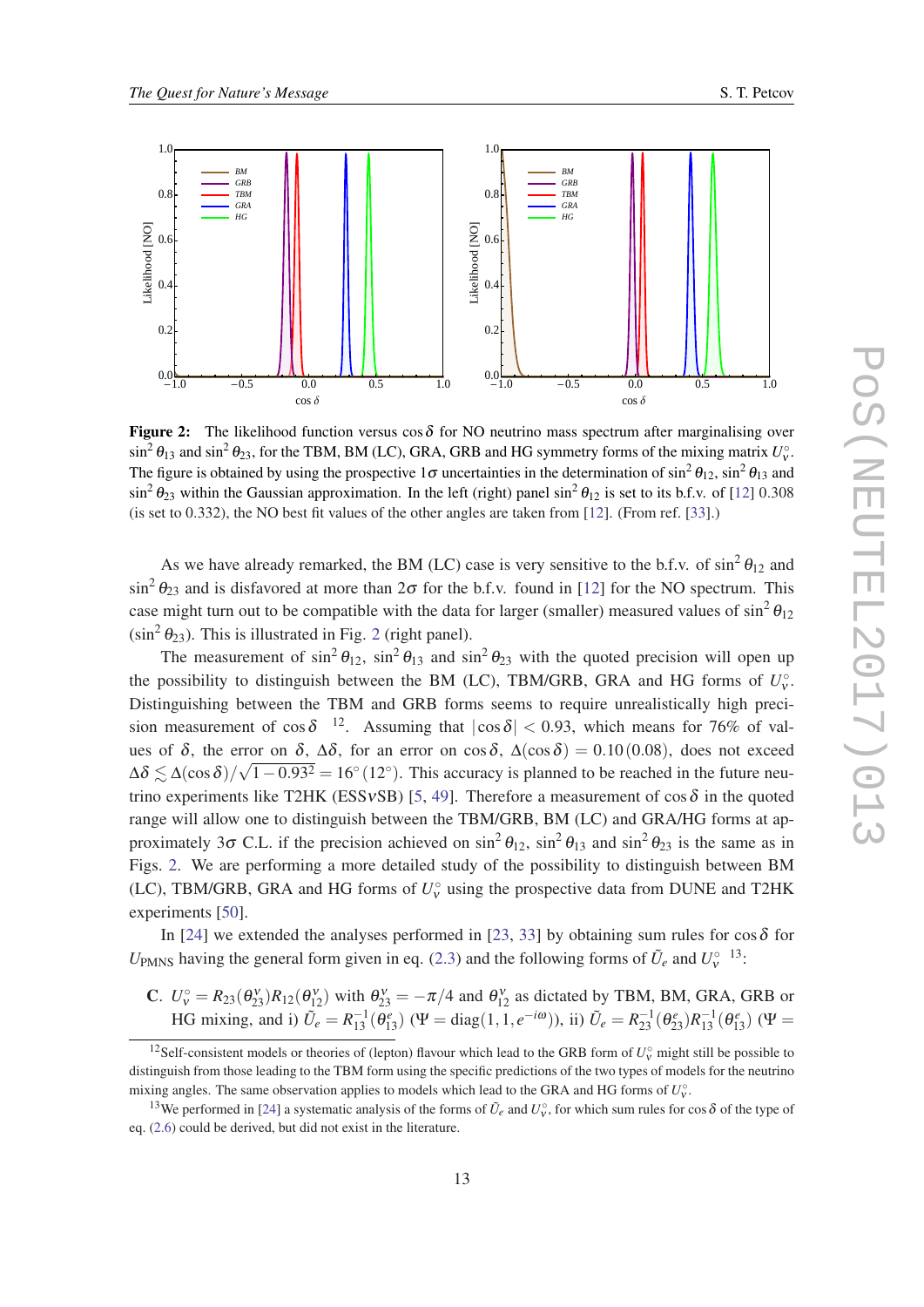**Figure 2:** The likelihood function versus $\cos\delta$ for NO neutrino mass spectrum after marginalising over $\sin^2\theta_{13}$ and $\sin^2\theta_{23}$, for the TBM, BM (LC), GRA, GRB and HG symmetry forms of the mixing matrix $U_\nu^\circ$. The figure is obtained by using the prospective $1\sigma$ uncertainties in the determination of $\sin^2\theta_{12}$, $\sin^2\theta_{13}$ and $\sin^2\theta_{23}$ within the Gaussian approximation. In the left (right) panel $\sin^2\theta_{12}$ is set to its b.f.v. of [12] 0.308 (is set to 0.332), the NO best fit values of the other angles are taken from [12]. (From ref. [33].)

As we have already remarked, the BM (LC) case is very sensitive to the b.f.v. of $\sin^2\theta_{12}$ and $\sin^2\theta_{23}$ and is disfavored at more than $2\sigma$ for the b.f.v. found in [12] for the NO spectrum. This case might turn out to be compatible with the data for larger (smaller) measured values of $\sin^2\theta_{12}$ ($\sin^2\theta_{23}$). This is illustrated in Fig. 2 (right panel).

The measurement of $\sin^2\theta_{12}$, $\sin^2\theta_{13}$ and $\sin^2\theta_{23}$ with the quoted precision will open up the possibility to distinguish between the BM (LC), TBM/GRB, GRA and HG forms of $U_\nu^\circ$. Distinguishing between the TBM and GRB forms seems to require unrealistically high precision measurement of $\cos\delta$ [12]. Assuming that $|\cos\delta| < 0.93$, which means for 76% of values of $\delta$, the error on $\delta$, $\Delta\delta$, for an error on $\cos\delta$, $\Delta(\cos\delta) = 0.10\,(0.08)$, does not exceed $\Delta\delta \lesssim \Delta(\cos\delta)/\sqrt{1-0.93^2} = 16^\circ\,(12^\circ)$. This accuracy is planned to be reached in the future neutrino experiments like T2HK (ESS$\nu$SB) [5, 49]. Therefore a measurement of $\cos\delta$ in the quoted range will allow one to distinguish between the TBM/GRB, BM (LC) and GRA/HG forms at approximately $3\sigma$ C.L. if the precision achieved on $\sin^2\theta_{12}$, $\sin^2\theta_{13}$ and $\sin^2\theta_{23}$ is the same as in Figs. 2. We are performing a more detailed study of the possibility to distinguish between BM (LC), TBM/GRB, GRA and HG forms of $U_\nu^\circ$ using the prospective data from DUNE and T2HK experiments [50].

In [24] we extended the analyses performed in [23, 33] by obtaining sum rules for $\cos\delta$ for $U_{\rm PMNS}$ having the general form given in eq. (2.3) and the following forms of $\tilde{U}_e$ and $U_\nu^\circ$ [13]:

**C.** $U_\nu^\circ = R_{23}(\theta_{23}^\nu)R_{12}(\theta_{12}^\nu)$ with $\theta_{23}^\nu = -\pi/4$ and $\theta_{12}^\nu$ as dictated by TBM, BM, GRA, GRB or HG mixing, and i) $\tilde{U}_e = R_{13}^{-1}(\theta_{13}^e)$ ($\Psi = {\rm diag}(1,1,e^{-i\omega})$), ii) $\tilde{U}_e = R_{23}^{-1}(\theta_{23}^e)R_{13}^{-1}(\theta_{13}^e)$ ($\Psi =$

[12] Self-consistent models or theories of (lepton) flavour which lead to the GRB form of $U_\nu^\circ$ might still be possible to distinguish from those leading to the TBM form using the specific predictions of the two types of models for the neutrino mixing angles. The same observation applies to models which lead to the GRA and HG forms of $U_\nu^\circ$.

[13] We performed in [24] a systematic analysis of the forms of $\tilde{U}_e$ and $U_\nu^\circ$, for which sum rules for $\cos\delta$ of the type of eq. (2.6) could be derived, but did not exist in the literature.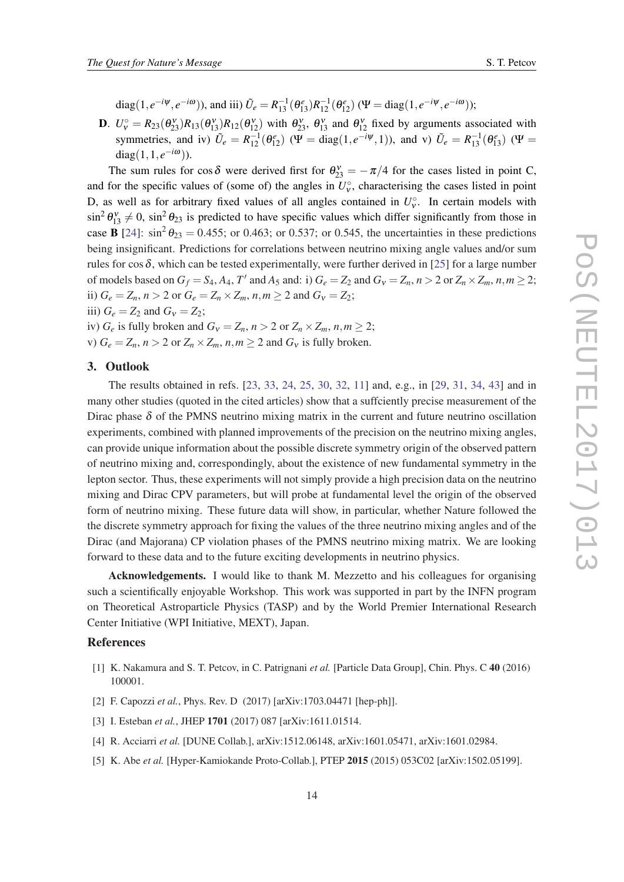$\text{diag}(1, e^{-i\psi}, e^{-i\omega})$), and iii) $\tilde{U}_e = R_{13}^{-1}(\theta_{13}^e) R_{12}^{-1}(\theta_{12}^e)$ ($\Psi = \text{diag}(1, e^{-i\psi}, e^{-i\omega})$);

**D**. $U_\nu^\circ = R_{23}(\theta_{23}^\nu) R_{13}(\theta_{13}^\nu) R_{12}(\theta_{12}^\nu)$ with $\theta_{23}^\nu$, $\theta_{13}^\nu$ and $\theta_{12}^\nu$ fixed by arguments associated with symmetries, and iv) $\tilde{U}_e = R_{12}^{-1}(\theta_{12}^e)$ ($\Psi = \text{diag}(1, e^{-i\psi}, 1)$), and v) $\tilde{U}_e = R_{13}^{-1}(\theta_{13}^e)$ ($\Psi = \text{diag}(1, 1, e^{-i\omega})$).

The sum rules for $\cos\delta$ were derived first for $\theta_{23}^\nu = -\pi/4$ for the cases listed in point C, and for the specific values of (some of) the angles in $U_\nu^\circ$, characterising the cases listed in point D, as well as for arbitrary fixed values of all angles contained in $U_\nu^\circ$. In certain models with $\sin^2\theta_{13}^\nu \neq 0$, $\sin^2\theta_{23}$ is predicted to have specific values which differ significantly from those in case **B** [24]: $\sin^2\theta_{23} = 0.455$; or 0.463; or 0.537; or 0.545, the uncertainties in these predictions being insignificant. Predictions for correlations between neutrino mixing angle values and/or sum rules for $\cos\delta$, which can be tested experimentally, were further derived in [25] for a large number of models based on $G_f = S_4, A_4, T'$ and $A_5$ and: i) $G_e = Z_2$ and $G_\nu = Z_n$, $n > 2$ or $Z_n \times Z_m$, $n, m \geq 2$;
ii) $G_e = Z_n$, $n > 2$ or $G_e = Z_n \times Z_m$, $n, m \geq 2$ and $G_\nu = Z_2$;
iii) $G_e = Z_2$ and $G_\nu = Z_2$;
iv) $G_e$ is fully broken and $G_\nu = Z_n$, $n > 2$ or $Z_n \times Z_m$, $n, m \geq 2$;
v) $G_e = Z_n$, $n > 2$ or $Z_n \times Z_m$, $n, m \geq 2$ and $G_\nu$ is fully broken.

## 3. Outlook

The results obtained in refs. [23, 33, 24, 25, 30, 32, 11] and, e.g., in [29, 31, 34, 43] and in many other studies (quoted in the cited articles) show that a suffciently precise measurement of the Dirac phase $\delta$ of the PMNS neutrino mixing matrix in the current and future neutrino oscillation experiments, combined with planned improvements of the precision on the neutrino mixing angles, can provide unique information about the possible discrete symmetry origin of the observed pattern of neutrino mixing and, correspondingly, about the existence of new fundamental symmetry in the lepton sector. Thus, these experiments will not simply provide a high precision data on the neutrino mixing and Dirac CPV parameters, but will probe at fundamental level the origin of the observed form of neutrino mixing. These future data will show, in particular, whether Nature followed the the discrete symmetry approach for fixing the values of the three neutrino mixing angles and of the Dirac (and Majorana) CP violation phases of the PMNS neutrino mixing matrix. We are looking forward to these data and to the future exciting developments in neutrino physics.

**Acknowledgements.** I would like to thank M. Mezzetto and his colleagues for organising such a scientifically enjoyable Workshop. This work was supported in part by the INFN program on Theoretical Astroparticle Physics (TASP) and by the World Premier International Research Center Initiative (WPI Initiative, MEXT), Japan.

## References

[1] K. Nakamura and S. T. Petcov, in C. Patrignani *et al.* [Particle Data Group], Chin. Phys. C **40** (2016) 100001.

[2] F. Capozzi *et al.*, Phys. Rev. D (2017) [arXiv:1703.04471 [hep-ph]].

[3] I. Esteban *et al.*, JHEP **1701** (2017) 087 [arXiv:1611.01514.

[4] R. Acciarri *et al.* [DUNE Collab.], arXiv:1512.06148, arXiv:1601.05471, arXiv:1601.02984.

[5] K. Abe *et al.* [Hyper-Kamiokande Proto-Collab.], PTEP **2015** (2015) 053C02 [arXiv:1502.05199].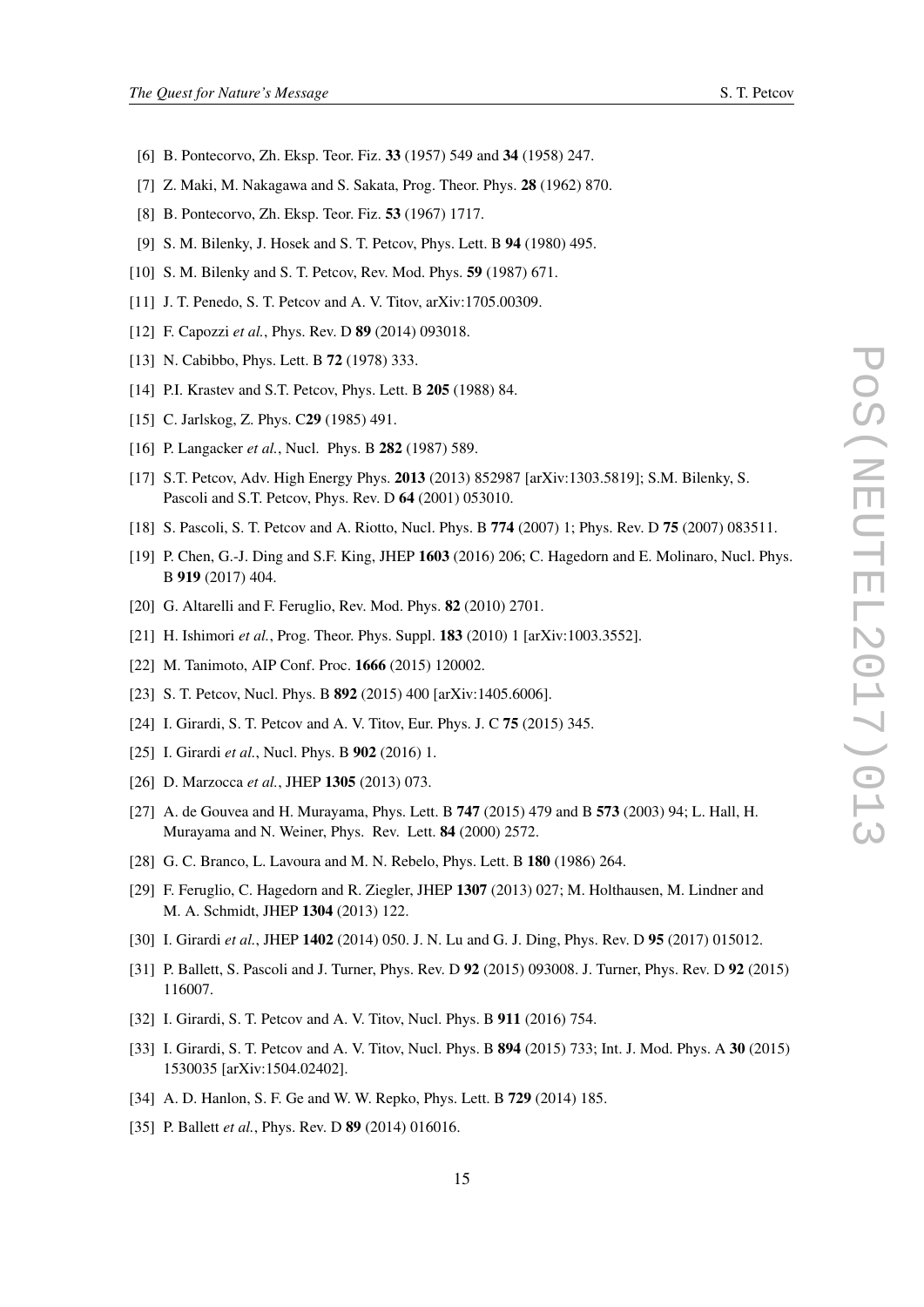[6] B. Pontecorvo, Zh. Eksp. Teor. Fiz. **33** (1957) 549 and **34** (1958) 247.

[7] Z. Maki, M. Nakagawa and S. Sakata, Prog. Theor. Phys. **28** (1962) 870.

[8] B. Pontecorvo, Zh. Eksp. Teor. Fiz. **53** (1967) 1717.

[9] S. M. Bilenky, J. Hosek and S. T. Petcov, Phys. Lett. B **94** (1980) 495.

[10] S. M. Bilenky and S. T. Petcov, Rev. Mod. Phys. **59** (1987) 671.

[11] J. T. Penedo, S. T. Petcov and A. V. Titov, arXiv:1705.00309.

[12] F. Capozzi *et al.*, Phys. Rev. D **89** (2014) 093018.

[13] N. Cabibbo, Phys. Lett. B **72** (1978) 333.

[14] P.I. Krastev and S.T. Petcov, Phys. Lett. B **205** (1988) 84.

[15] C. Jarlskog, Z. Phys. C**29** (1985) 491.

[16] P. Langacker *et al.*, Nucl. Phys. B **282** (1987) 589.

[17] S.T. Petcov, Adv. High Energy Phys. **2013** (2013) 852987 [arXiv:1303.5819]; S.M. Bilenky, S. Pascoli and S.T. Petcov, Phys. Rev. D **64** (2001) 053010.

[18] S. Pascoli, S. T. Petcov and A. Riotto, Nucl. Phys. B **774** (2007) 1; Phys. Rev. D **75** (2007) 083511.

[19] P. Chen, G.-J. Ding and S.F. King, JHEP **1603** (2016) 206; C. Hagedorn and E. Molinaro, Nucl. Phys. B **919** (2017) 404.

[20] G. Altarelli and F. Feruglio, Rev. Mod. Phys. **82** (2010) 2701.

[21] H. Ishimori *et al.*, Prog. Theor. Phys. Suppl. **183** (2010) 1 [arXiv:1003.3552].

[22] M. Tanimoto, AIP Conf. Proc. **1666** (2015) 120002.

[23] S. T. Petcov, Nucl. Phys. B **892** (2015) 400 [arXiv:1405.6006].

[24] I. Girardi, S. T. Petcov and A. V. Titov, Eur. Phys. J. C **75** (2015) 345.

[25] I. Girardi *et al.*, Nucl. Phys. B **902** (2016) 1.

[26] D. Marzocca *et al.*, JHEP **1305** (2013) 073.

[27] A. de Gouvea and H. Murayama, Phys. Lett. B **747** (2015) 479 and B **573** (2003) 94; L. Hall, H. Murayama and N. Weiner, Phys. Rev. Lett. **84** (2000) 2572.

[28] G. C. Branco, L. Lavoura and M. N. Rebelo, Phys. Lett. B **180** (1986) 264.

[29] F. Feruglio, C. Hagedorn and R. Ziegler, JHEP **1307** (2013) 027; M. Holthausen, M. Lindner and M. A. Schmidt, JHEP **1304** (2013) 122.

[30] I. Girardi *et al.*, JHEP **1402** (2014) 050. J. N. Lu and G. J. Ding, Phys. Rev. D **95** (2017) 015012.

[31] P. Ballett, S. Pascoli and J. Turner, Phys. Rev. D **92** (2015) 093008. J. Turner, Phys. Rev. D **92** (2015) 116007.

[32] I. Girardi, S. T. Petcov and A. V. Titov, Nucl. Phys. B **911** (2016) 754.

[33] I. Girardi, S. T. Petcov and A. V. Titov, Nucl. Phys. B **894** (2015) 733; Int. J. Mod. Phys. A **30** (2015) 1530035 [arXiv:1504.02402].

[34] A. D. Hanlon, S. F. Ge and W. W. Repko, Phys. Lett. B **729** (2014) 185.

[35] P. Ballett *et al.*, Phys. Rev. D **89** (2014) 016016.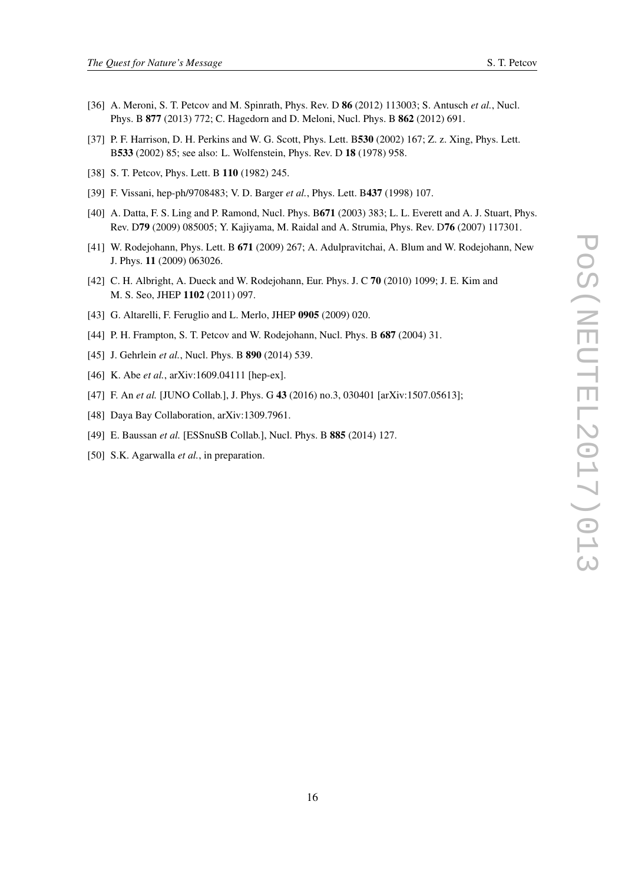[36] A. Meroni, S. T. Petcov and M. Spinrath, Phys. Rev. D **86** (2012) 113003; S. Antusch *et al.*, Nucl. Phys. B **877** (2013) 772; C. Hagedorn and D. Meloni, Nucl. Phys. B **862** (2012) 691.

[37] P. F. Harrison, D. H. Perkins and W. G. Scott, Phys. Lett. B**530** (2002) 167; Z. z. Xing, Phys. Lett. B**533** (2002) 85; see also: L. Wolfenstein, Phys. Rev. D **18** (1978) 958.

[38] S. T. Petcov, Phys. Lett. B **110** (1982) 245.

[39] F. Vissani, hep-ph/9708483; V. D. Barger *et al.*, Phys. Lett. B**437** (1998) 107.

[40] A. Datta, F. S. Ling and P. Ramond, Nucl. Phys. B**671** (2003) 383; L. L. Everett and A. J. Stuart, Phys. Rev. D**79** (2009) 085005; Y. Kajiyama, M. Raidal and A. Strumia, Phys. Rev. D**76** (2007) 117301.

[41] W. Rodejohann, Phys. Lett. B **671** (2009) 267; A. Adulpravitchai, A. Blum and W. Rodejohann, New J. Phys. **11** (2009) 063026.

[42] C. H. Albright, A. Dueck and W. Rodejohann, Eur. Phys. J. C **70** (2010) 1099; J. E. Kim and M. S. Seo, JHEP **1102** (2011) 097.

[43] G. Altarelli, F. Feruglio and L. Merlo, JHEP **0905** (2009) 020.

[44] P. H. Frampton, S. T. Petcov and W. Rodejohann, Nucl. Phys. B **687** (2004) 31.

[45] J. Gehrlein *et al.*, Nucl. Phys. B **890** (2014) 539.

[46] K. Abe *et al.*, arXiv:1609.04111 [hep-ex].

[47] F. An *et al.* [JUNO Collab.], J. Phys. G **43** (2016) no.3, 030401 [arXiv:1507.05613];

[48] Daya Bay Collaboration, arXiv:1309.7961.

[49] E. Baussan *et al.* [ESSnuSB Collab.], Nucl. Phys. B **885** (2014) 127.

[50] S.K. Agarwalla *et al.*, in preparation.